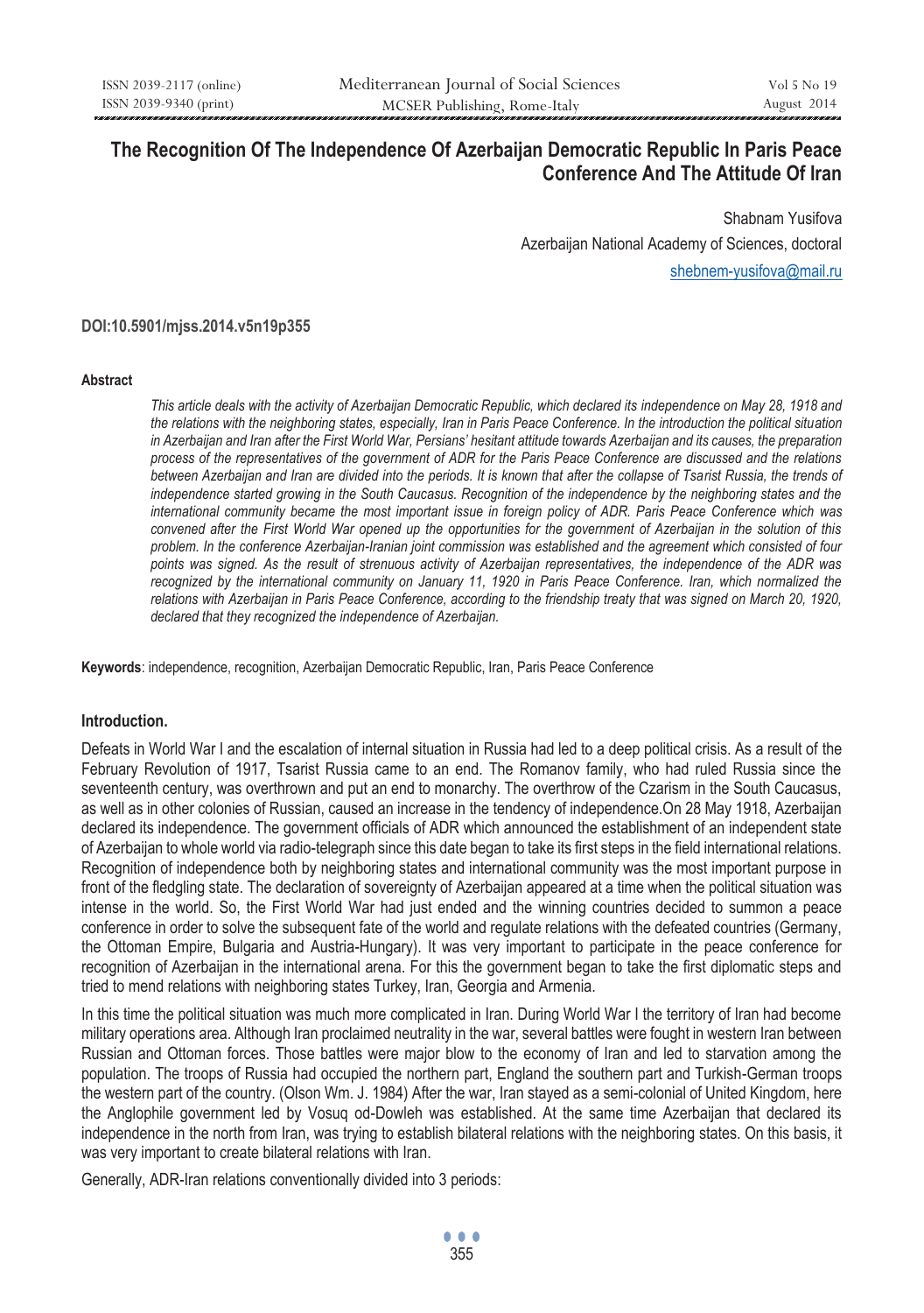# The Recognition Of The Independence Of Azerbaijan Democratic Republic In Paris Peace Conference And The Attitude Of Iran

Shabnam Yusifova

Azerbaijan National Academy of Sciences, doctoral

shebnem-yusifova@mail.ru

**DOI:10.5901/mjss.2014.v5n19p355**

#### Abstract

*This article deals with the activity of Azerbaijan Democratic Republic, which declared its independence on May 28, 1918 and the relations with the neighboring states, especially, Iran in Paris Peace Conference. In the introduction the political situation in Azerbaijan and Iran after the First World War, Persians' hesitant attitude towards Azerbaijan and its causes, the preparation process of the representatives of the government of ADR for the Paris Peace Conference are discussed and the relations between Azerbaijan and Iran are divided into the periods. It is known that after the collapse of Tsarist Russia, the trends of independence started growing in the South Caucasus. Recognition of the independence by the neighboring states and the international community became the most important issue in foreign policy of ADR. Paris Peace Conference which was convened after the First World War opened up the opportunities for the government of Azerbaijan in the solution of this problem. In the conference Azerbaijan-Iranian joint commission was established and the agreement which consisted of four points was signed. As the result of strenuous activity of Azerbaijan representatives, the independence of the ADR was recognized by the international community on January 11, 1920 in Paris Peace Conference. Iran, which normalized the relations with Azerbaijan in Paris Peace Conference, according to the friendship treaty that was signed on March 20, 1920, declared that they recognized the independence of Azerbaijan.*

**Keywords**: independence, recognition, Azerbaijan Democratic Republic, Iran, Paris Peace Conference

#### Introduction.

Defeats in World War I and the escalation of internal situation in Russia had led to a deep political crisis. As a result of the February Revolution of 1917, Tsarist Russia came to an end. The Romanov family, who had ruled Russia since the seventeenth century, was overthrown and put an end to monarchy. The overthrow of the Czarism in the South Caucasus, as well as in other colonies of Russian, caused an increase in the tendency of independence.On 28 May 1918, Azerbaijan declared its independence. The government officials of ADR which announced the establishment of an independent state of Azerbaijan to whole world via radio-telegraph since this date began to take its first steps in the field international relations. Recognition of independence both by neighboring states and international community was the most important purpose in front of the fledgling state. The declaration of sovereignty of Azerbaijan appeared at a time when the political situation was intense in the world. So, the First World War had just ended and the winning countries decided to summon a peace conference in order to solve the subsequent fate of the world and regulate relations with the defeated countries (Germany, the Ottoman Empire, Bulgaria and Austria-Hungary). It was very important to participate in the peace conference for recognition of Azerbaijan in the international arena. For this the government began to take the first diplomatic steps and tried to mend relations with neighboring states Turkey, Iran, Georgia and Armenia.

In this time the political situation was much more complicated in Iran. During World War I the territory of Iran had become military operations area. Although Iran proclaimed neutrality in the war, several battles were fought in western Iran between Russian and Ottoman forces. Those battles were major blow to the economy of Iran and led to starvation among the population. The troops of Russia had occupied the northern part, England the southern part and Turkish-German troops the western part of the country. (Olson Wm. J. 1984) After the war, Iran stayed as a semi-colonial of United Kingdom, here the Anglophile government led by Vosuq od-Dowleh was established. At the same time Azerbaijan that declared its independence in the north from Iran, was trying to establish bilateral relations with the neighboring states. On this basis, it was very important to create bilateral relations with Iran.

Generally, ADR-Iran relations conventionally divided into 3 periods: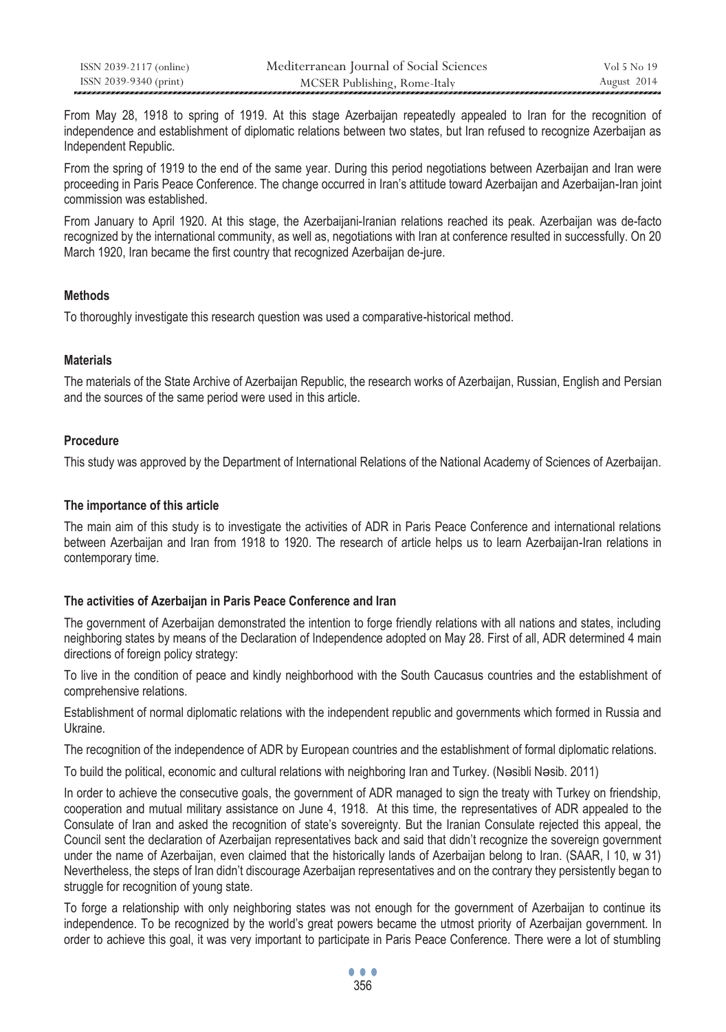From May 28, 1918 to spring of 1919. At this stage Azerbaijan repeatedly appealed to Iran for the recognition of independence and establishment of diplomatic relations between two states, but Iran refused to recognize Azerbaijan as Independent Republic.

From the spring of 1919 to the end of the same year. During this period negotiations between Azerbaijan and Iran were proceeding in Paris Peace Conference. The change occurred in Iran's attitude toward Azerbaijan and Azerbaijan-Iran joint commission was established.

From January to April 1920. At this stage, the Azerbaijani-Iranian relations reached its peak. Azerbaijan was de-facto recognized by the international community, as well as, negotiations with Iran at conference resulted in successfully. On 20 March 1920, Iran became the first country that recognized Azerbaijan de-jure.

#### Methods

To thoroughly investigate this research question was used a comparative-historical method.

#### Materials

The materials of the State Archive of Azerbaijan Republic, the research works of Azerbaijan, Russian, English and Persian and the sources of the same period were used in this article.

#### Procedure

This study was approved by the Department of International Relations of the National Academy of Sciences of Azerbaijan.

#### The importance of this article

The main aim of this study is to investigate the activities of ADR in Paris Peace Conference and international relations between Azerbaijan and Iran from 1918 to 1920. The research of article helps us to learn Azerbaijan-Iran relations in contemporary time.

#### The activities of Azerbaijan in Paris Peace Conference and Iran

The government of Azerbaijan demonstrated the intention to forge friendly relations with all nations and states, including neighboring states by means of the Declaration of Independence adopted on May 28. First of all, ADR determined 4 main directions of foreign policy strategy:

To live in the condition of peace and kindly neighborhood with the South Caucasus countries and the establishment of comprehensive relations.

Establishment of normal diplomatic relations with the independent republic and governments which formed in Russia and Ukraine.

The recognition of the independence of ADR by European countries and the establishment of formal diplomatic relations.

To build the political, economic and cultural relations with neighboring Iran and Turkey. (Nəsibli Nəsib. 2011)

In order to achieve the consecutive goals, the government of ADR managed to sign the treaty with Turkey on friendship, cooperation and mutual military assistance on June 4, 1918. At this time, the representatives of ADR appealed to the Consulate of Iran and asked the recognition of state's sovereignty. But the Iranian Consulate rejected this appeal, the Council sent the declaration of Azerbaijan representatives back and said that didn't recognize the sovereign government under the name of Azerbaijan, even claimed that the historically lands of Azerbaijan belong to Iran. (SAAR, l 10, w 31) Nevertheless, the steps of Iran didn't discourage Azerbaijan representatives and on the contrary they persistently began to struggle for recognition of young state.

To forge a relationship with only neighboring states was not enough for the government of Azerbaijan to continue its independence. To be recognized by the world's great powers became the utmost priority of Azerbaijan government. In order to achieve this goal, it was very important to participate in Paris Peace Conference. There were a lot of stumbling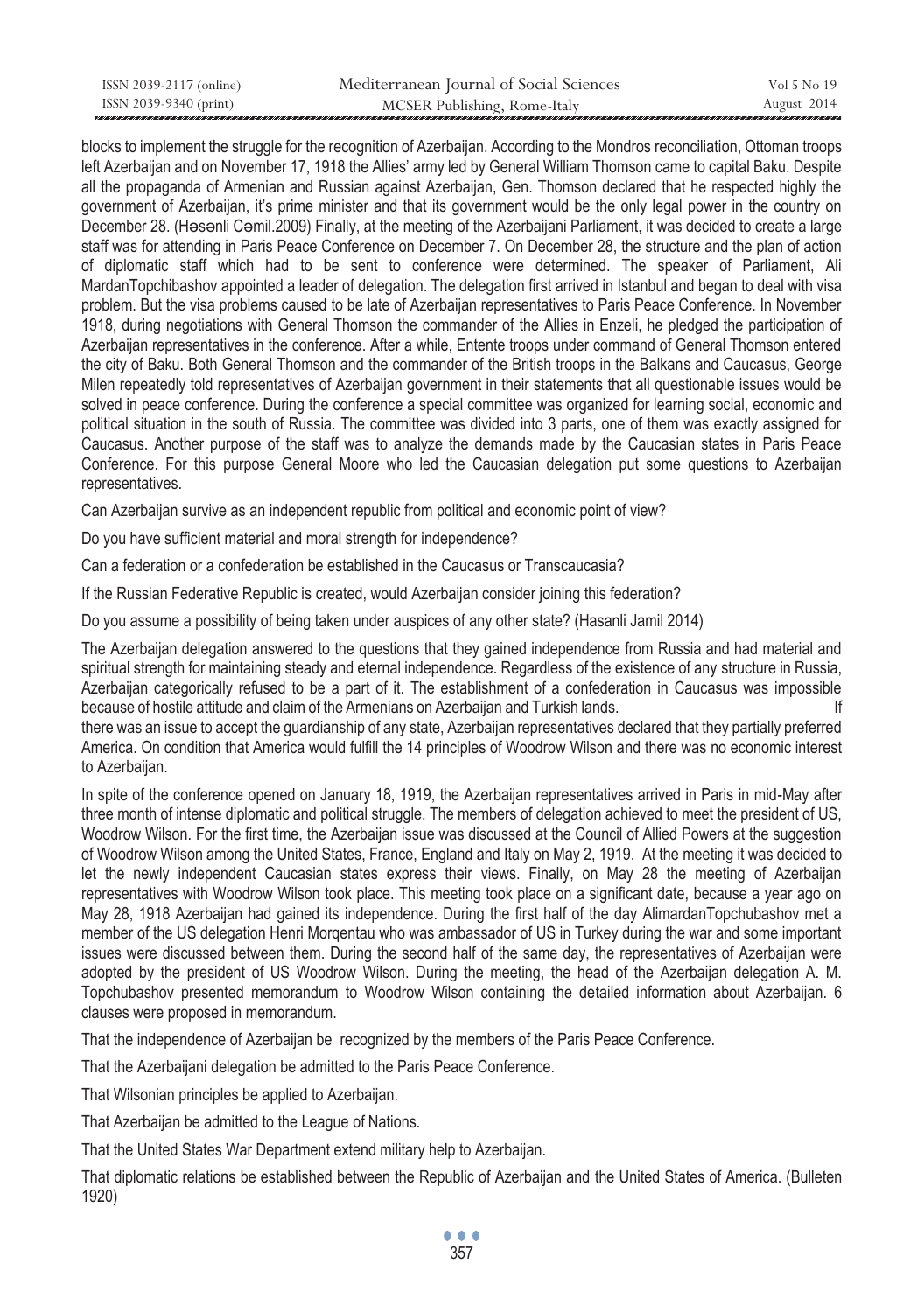blocks to implement the struggle for the recognition of Azerbaijan. According to the Mondros reconciliation, Ottoman troops left Azerbaijan and on November 17, 1918 the Allies' army led by General William Thomson came to capital Baku. Despite all the propaganda of Armenian and Russian against Azerbaijan, Gen. Thomson declared that he respected highly the government of Azerbaijan, it's prime minister and that its government would be the only legal power in the country on December 28. (Həsənli Cəmil.2009) Finally, at the meeting of the Azerbaijani Parliament, it was decided to create a large staff was for attending in Paris Peace Conference on December 7. On December 28, the structure and the plan of action of diplomatic staff which had to be sent to conference were determined. The speaker of Parliament, Ali MardanTopchibashov appointed a leader of delegation. The delegation first arrived in Istanbul and began to deal with visa problem. But the visa problems caused to be late of Azerbaijan representatives to Paris Peace Conference. In November 1918, during negotiations with General Thomson the commander of the Allies in Enzeli, he pledged the participation of Azerbaijan representatives in the conference. After a while, Entente troops under command of General Thomson entered the city of Baku. Both General Thomson and the commander of the British troops in the Balkans and Caucasus, George Milen repeatedly told representatives of Azerbaijan government in their statements that all questionable issues would be solved in peace conference. During the conference a special committee was organized for learning social, economic and political situation in the south of Russia. The committee was divided into 3 parts, one of them was exactly assigned for Caucasus. Another purpose of the staff was to analyze the demands made by the Caucasian states in Paris Peace Conference. For this purpose General Moore who led the Caucasian delegation put some questions to Azerbaijan representatives.

Can Azerbaijan survive as an independent republic from political and economic point of view?

Do you have sufficient material and moral strength for independence?

Can a federation or a confederation be established in the Caucasus or Transcaucasia?

If the Russian Federative Republic is created, would Azerbaijan consider joining this federation?

Do you assume a possibility of being taken under auspices of any other state? (Hasanli Jamil 2014)

The Azerbaijan delegation answered to the questions that they gained independence from Russia and had material and spiritual strength for maintaining steady and eternal independence. Regardless of the existence of any structure in Russia, Azerbaijan categorically refused to be a part of it. The establishment of a confederation in Caucasus was impossible because of hostile attitude and claim of the Armenians on Azerbaijan and Turkish lands. If there was an issue to accept the guardianship of any state, Azerbaijan representatives declared that they partially preferred America. On condition that America would fulfill the 14 principles of Woodrow Wilson and there was no economic interest to Azerbaijan.

In spite of the conference opened on January 18, 1919, the Azerbaijan representatives arrived in Paris in mid-May after three month of intense diplomatic and political struggle. The members of delegation achieved to meet the president of US, Woodrow Wilson. For the first time, the Azerbaijan issue was discussed at the Council of Allied Powers at the suggestion of Woodrow Wilson among the United States, France, England and Italy on May 2, 1919. At the meeting it was decided to let the newly independent Caucasian states express their views. Finally, on May 28 the meeting of Azerbaijan representatives with Woodrow Wilson took place. This meeting took place on a significant date, because a year ago on May 28, 1918 Azerbaijan had gained its independence. During the first half of the day AlimardanTopchubashov met a member of the US delegation Henri Morqentau who was ambassador of US in Turkey during the war and some important issues were discussed between them. During the second half of the same day, the representatives of Azerbaijan were adopted by the president of US Woodrow Wilson. During the meeting, the head of the Azerbaijan delegation A. M. Topchubashov presented memorandum to Woodrow Wilson containing the detailed information about Azerbaijan. 6 clauses were proposed in memorandum.

That the independence of Azerbaijan be recognized by the members of the Paris Peace Conference.

That the Azerbaijani delegation be admitted to the Paris Peace Conference.

That Wilsonian principles be applied to Azerbaijan.

That Azerbaijan be admitted to the League of Nations.

That the United States War Department extend military help to Azerbaijan.

That diplomatic relations be established between the Republic of Azerbaijan and the United States of America. (Bulleten 1920)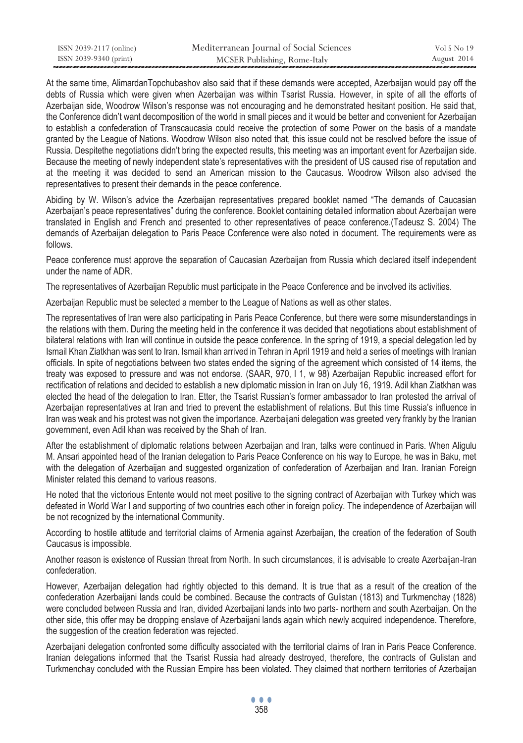At the same time, AlimardanTopchubashov also said that if these demands were accepted, Azerbaijan would pay off the debts of Russia which were given when Azerbaijan was within Tsarist Russia. However, in spite of all the efforts of Azerbaijan side, Woodrow Wilson's response was not encouraging and he demonstrated hesitant position. He said that, the Conference didn't want decomposition of the world in small pieces and it would be better and convenient for Azerbaijan to establish a confederation of Transcaucasia could receive the protection of some Power on the basis of a mandate granted by the League of Nations. Woodrow Wilson also noted that, this issue could not be resolved before the issue of Russia. Despitethe negotiations didn't bring the expected results, this meeting was an important event for Azerbaijan side. Because the meeting of newly independent state's representatives with the president of US caused rise of reputation and at the meeting it was decided to send an American mission to the Caucasus. Woodrow Wilson also advised the representatives to present their demands in the peace conference.

Abiding by W. Wilson's advice the Azerbaijan representatives prepared booklet named "The demands of Caucasian Azerbaijan's peace representatives" during the conference. Booklet containing detailed information about Azerbaijan were translated in English and French and presented to other representatives of peace conference.(Tadeusz S. 2004) The demands of Azerbaijan delegation to Paris Peace Conference were also noted in document. The requirements were as follows.

Peace conference must approve the separation of Caucasian Azerbaijan from Russia which declared itself independent under the name of ADR.

The representatives of Azerbaijan Republic must participate in the Peace Conference and be involved its activities.

Azerbaijan Republic must be selected a member to the League of Nations as well as other states.

The representatives of Iran were also participating in Paris Peace Conference, but there were some misunderstandings in the relations with them. During the meeting held in the conference it was decided that negotiations about establishment of bilateral relations with Iran will continue in outside the peace conference. In the spring of 1919, a special delegation led by Ismail Khan Ziatkhan was sent to Iran. Ismail khan arrived in Tehran in April 1919 and held a series of meetings with Iranian officials. In spite of negotiations between two states ended the signing of the agreement which consisted of 14 items, the treaty was exposed to pressure and was not endorse. (SAAR, 970, I 1, w 98) Azerbaijan Republic increased effort for rectification of relations and decided to establish a new diplomatic mission in Iran on July 16, 1919. Adil khan Ziatkhan was elected the head of the delegation to Iran. Etter, the Tsarist Russian's former ambassador to Iran protested the arrival of Azerbaijan representatives at Iran and tried to prevent the establishment of relations. But this time Russia's influence in Iran was weak and his protest was not given the importance. Azerbaijani delegation was greeted very frankly by the Iranian government, even Adil khan was received by the Shah of Iran.

After the establishment of diplomatic relations between Azerbaijan and Iran, talks were continued in Paris. When Aligulu M. Ansari appointed head of the Iranian delegation to Paris Peace Conference on his way to Europe, he was in Baku, met with the delegation of Azerbaijan and suggested organization of confederation of Azerbaijan and Iran. Iranian Foreign Minister related this demand to various reasons.

He noted that the victorious Entente would not meet positive to the signing contract of Azerbaijan with Turkey which was defeated in World War I and supporting of two countries each other in foreign policy. The independence of Azerbaijan will be not recognized by the international Community.

According to hostile attitude and territorial claims of Armenia against Azerbaijan, the creation of the federation of South Caucasus is impossible.

Another reason is existence of Russian threat from North. In such circumstances, it is advisable to create Azerbaijan-Iran confederation.

However, Azerbaijan delegation had rightly objected to this demand. It is true that as a result of the creation of the confederation Azerbaijani lands could be combined. Because the contracts of Gulistan (1813) and Turkmenchay (1828) were concluded between Russia and Iran, divided Azerbaijani lands into two parts- northern and south Azerbaijan. On the other side, this offer may be dropping enslave of Azerbaijani lands again which newly acquired independence. Therefore, the suggestion of the creation federation was rejected.

Azerbaijani delegation confronted some difficulty associated with the territorial claims of Iran in Paris Peace Conference. Iranian delegations informed that the Tsarist Russia had already destroyed, therefore, the contracts of Gulistan and Turkmenchay concluded with the Russian Empire has been violated. They claimed that northern territories of Azerbaijan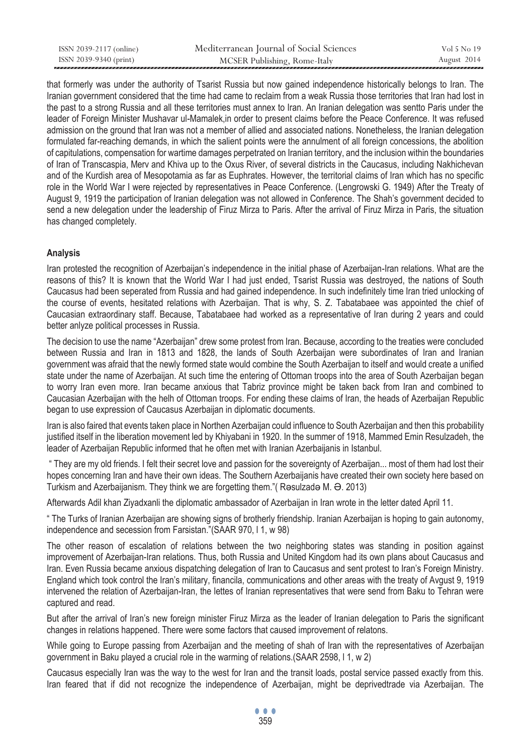that formerly was under the authority of Tsarist Russia but now gained independence historically belongs to Iran. The Iranian government considered that the time had came to reclaim from a weak Russia those territories that Iran had lost in the past to a strong Russia and all these territories must annex to Iran. An Iranian delegation was sentto Paris under the leader of Foreign Minister Mushavar ul-Mamalek,in order to present claims before the Peace Conference. It was refused admission on the ground that Iran was not a member of allied and associated nations. Nonetheless, the Iranian delegation formulated far-reaching demands, in which the salient points were the annulment of all foreign concessions, the abolition of capitulations, compensation for wartime damages perpetrated on Iranian territory, and the inclusion within the boundaries of Iran of Transcaspia, Merv and Khiva up to the Oxus Rver, of several districts in the Caucasus, including Nakhichevan and of the Kurdish area of Mesopotamia as far as Euphrates. However, the territorial claims of Iran which has no specific role in the World War I were rejected by representatives in Peace Conference. (Lengrowski G. 1949) After the Treaty of August 9, 1919 the participation of Iranian delegation was not allowed in Conference. The Shah's government decided to send a new delegation under the leadership of Firuz Mirza to Paris. After the arrival of Firuz Mirza in Paris, the situation has changed completely.

**Analysis**

Iran protested the recognition of Azerbaijan's independence in the initial phase of Azerbaijan-Iran relations. What are the reasons of this? It is known that the World War I had just ended, Tsarist Russia was destroyed, the nations of South Caucasus had been seperated from Russia and had gained independence. In such indefinitely time Iran tried unlocking of the course of events, hesitated relations with Azerbaijan. That is why, S. Z. Tabatabaee was appointed the chief of Caucasian extraordinary staff. Because, Tabatabaee had worked as a representative of Iran during 2 years and could better anlyze political processes in Russia.

The decision to use the name "Azerbaijan" drew some protest from Iran. Because, according to the treaties were concluded between Russia and Iran in 1813 and 1828, the lands of South Azerbaijan were subordinates of Iran and Iranian government was afraid that the newly formed state would combine the South Azerbaijan to itself and would create a unified state under the name of Azerbaijan. At such time the entering of Ottoman troops into the area of South Azerbaijan began to worry Iran even more. Iran became anxious that Tabriz province might be taken back from Iran and combined to Caucasian Azerbaijan with the helh of Ottoman troops. For ending these claims of Iran, the heads of Azerbaijan Republic began to use expression of Caucasus Azerbaijan in diplomatic documents.

Iran is also faired that events taken place in Northen Azerbaijan could influence to South Azerbaijan and then this probability justified itself in the liberation movement led by Khiyabani in 1920. In the summer of 1918, Mammed Emin Resulzadeh, the leader of Azerbaijan Republic informed that he often met with Iranian Azerbaijanis in Istanbul.

" They are my old friends. I felt their secret love and passion for the sovereignty of Azerbaijan... most of them had lost their hopes concerning Iran and have their own ideas. The Southern Azerbaijanis have created their own society here based on Turkism and Azerbaijanism. They think we are forgetting them."( Rəsulzadə M. Ə. 2013)

Afterwards Adil khan Ziyadxanli the diplomatic ambassador of Azerbaijan in Iran wrote in the letter dated April 11.

" The Turks of Iranian Azerbaijan are showing signs of brotherly friendship. Iranian Azerbaijan is hoping to gain autonomy, independence and secession from Farsistan."(SAAR 970, l 1, w 98)

The other reason of escalation of relations between the two neighboring states was standing in position against improvement of Azerbaijan-Iran relations. Thus, both Russia and United Kingdom had its own plans about Caucasus and Iran. Even Russia became anxious dispatching delegation of Iran to Caucasus and sent protest to Iran's Foreign Ministry. England which took control the Iran's military, financila, communications and other areas with the treaty of Avgust 9, 1919 intervened the relation of Azerbaijan-Iran, the lettes of Iranian representatives that were send from Baku to Tehran were captured and read.

But after the arrival of Iran's new foreign minister Firuz Mirza as the leader of Iranian delegation to Paris the significant changes in relations happened. There were some factors that caused improvement of relatons.

While going to Europe passing from Azerbaijan and the meeting of shah of Iran with the representatives of Azerbaijan government in Baku played a crucial role in the warming of relations.(SAAR 2598, l 1, w 2)

Caucasus especially Iran was the way to the west for Iran and the transit loads, postal service passed exactly from this. Iran feared that if did not recognize the independence of Azerbaijan, might be deprivedtrade via Azerbaijan. The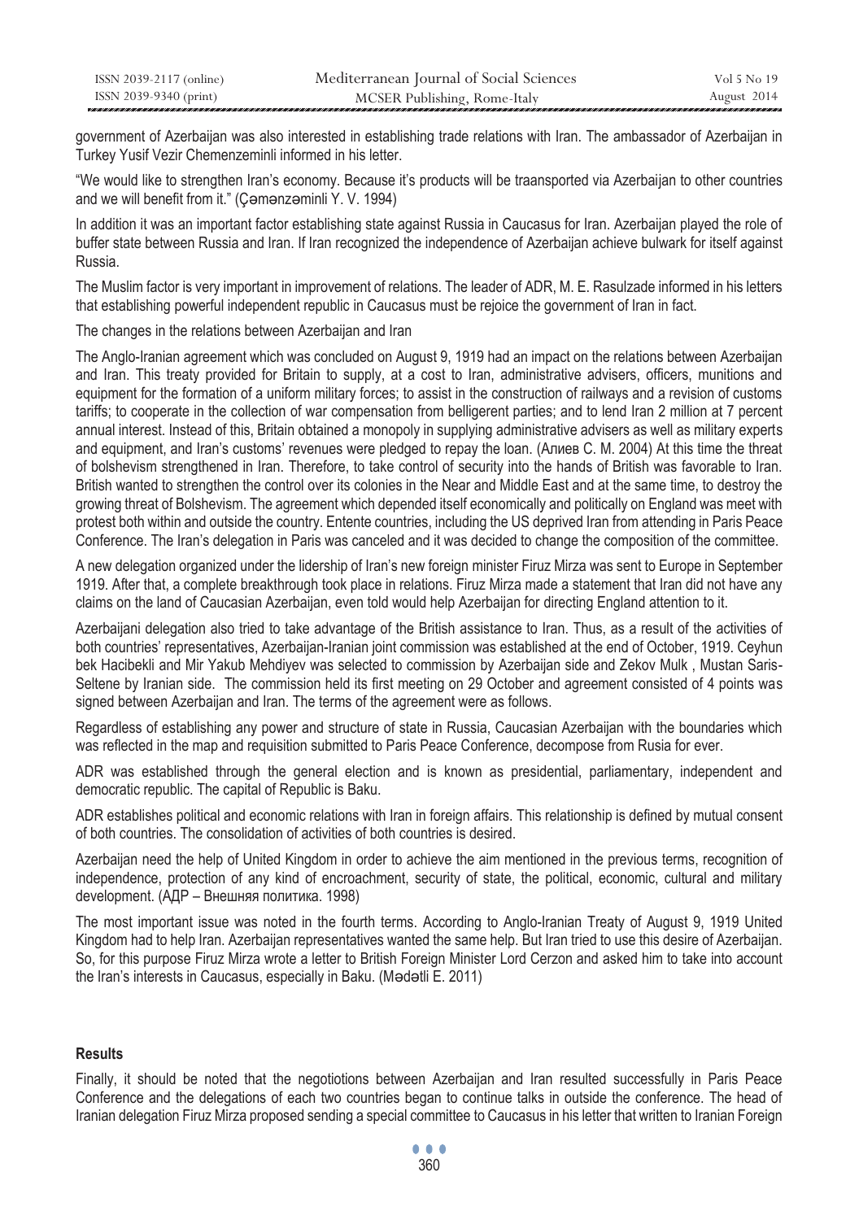government of Azerbaijan was also interested in establishing trade relations with Iran. The ambassador of Azerbaijan in Turkey Yusif Vezir Chemenzeminli informed in his letter.

"We would like to strengthen Iran's economy. Because it's products will be traansported via Azerbaijan to other countries and we will benefit from it." (Çəmənzəminli Y. V. 1994)

In addition it was an important factor establishing state against Russia in Caucasus for Iran. Azerbaijan played the role of buffer state between Russia and Iran. If Iran recognized the independence of Azerbaijan achieve bulwark for itself against Russia.

The Muslim factor is very important in improvement of relations. The leader of ADR, M. E. Rasulzade informed in his letters that establishing powerful independent republic in Caucasus must be rejoice the government of Iran in fact.

The changes in the relations between Azerbaijan and Iran

The Anglo-Iranian agreement which was concluded on August 9, 1919 had an impact on the relations between Azerbaijan and Iran. This treaty provided for Britain to supply, at a cost to Iran, administrative advisers, officers, munitions and equipment for the formation of a uniform military forces; to assist in the construction of railways and a revision of customs tariffs; to cooperate in the collection of war compensation from belligerent parties; and to lend Iran 2 million at 7 percent annual interest. Instead of this, Britain obtained a monopoly in supplying administrative advisers as well as military experts and equipment, and Iran's customs' revenues were pledged to repay the loan. (Алиев С. М. 2004) At this time the threat of bolshevism strengthened in Iran. Therefore, to take control of security into the hands of British was favorable to Iran. British wanted to strengthen the control over its colonies in the Near and Middle East and at the same time, to destroy the growing threat of Bolshevism. The agreement which depended itself economically and politically on England was meet with protest both within and outside the country. Entente countries, including the US deprived Iran from attending in Paris Peace Conference. The Iran's delegation in Paris was canceled and it was decided to change the composition of the committee.

A new delegation organized under the lidership of Iran's new foreign minister Firuz Mirza was sent to Europe in September 1919. After that, a complete breakthrough took place in relations. Firuz Mirza made a statement that Iran did not have any claims on the land of Caucasian Azerbaijan, even told would help Azerbaijan for directing England attention to it.

Azerbaijani delegation also tried to take advantage of the British assistance to Iran. Thus, as a result of the activities of both countries' representatives, Azerbaijan-Iranian joint commission was established at the end of October, 1919. Ceyhun bek Hacibekli and Mir Yakub Mehdiyev was selected to commission by Azerbaijan side and Zekov Mulk , Mustan Saris-Seltene by Iranian side. The commission held its first meeting on 29 October and agreement consisted of 4 points was signed between Azerbaijan and Iran. The terms of the agreement were as follows.

Regardless of establishing any power and structure of state in Russia, Caucasian Azerbaijan with the boundaries which was reflected in the map and requisition submitted to Paris Peace Conference, decompose from Rusia for ever.

ADR was established through the general election and is known as presidential, parliamentary, independent and democratic republic. The capital of Republic is Baku.

ADR establishes political and economic relations with Iran in foreign affairs. This relationship is defined by mutual consent of both countries. The consolidation of activities of both countries is desired.

Azerbaijan need the help of United Kingdom in order to achieve the aim mentioned in the previous terms, recognition of independence, protection of any kind of encroachment, security of state, the political, economic, cultural and military development. (АДР – Внешняя политика. 1998)

The most important issue was noted in the fourth terms. According to Anglo-Iranian Treaty of August 9, 1919 United Kingdom had to help Iran. Azerbaijan representatives wanted the same help. But Iran tried to use this desire of Azerbaijan. So, for this purpose Firuz Mirza wrote a letter to British Foreign Minister Lord Cerzon and asked him to take into account the Iran's interests in Caucasus, especially in Baku. (Mədətli E. 2011)

## Results

Finally, it should be noted that the negotiotions between Azerbaijan and Iran resulted successfully in Paris Peace Conference and the delegations of each two countries began to continue talks in outside the conference. The head of Iranian delegation Firuz Mirza proposed sending a special committee to Caucasus in his letter that written to Iranian Foreign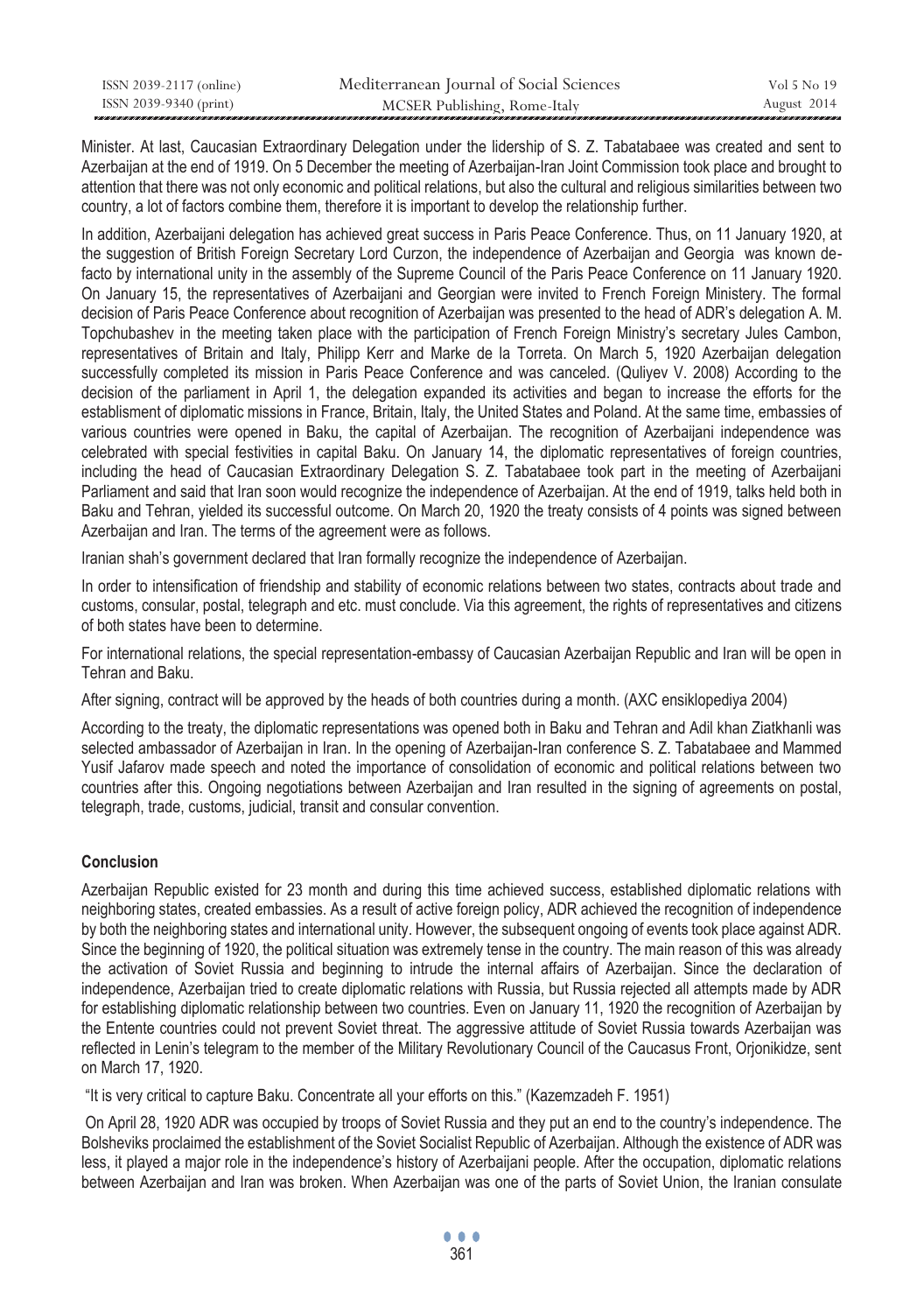Minister. At last, Caucasian Extraordinary Delegation under the lidership of S. Z. Tabatabaee was created and sent to Azerbaijan at the end of 1919. On 5 December the meeting of Azerbaijan-Iran Joint Commission took place and brought to attention that there was not only economic and political relations, but also the cultural and religious similarities between two country, a lot of factors combine them, therefore it is important to develop the relationship further.

In addition, Azerbaijani delegation has achieved great success in Paris Peace Conference. Thus, on 11 January 1920, at the suggestion of British Foreign Secretary Lord Curzon, the independence of Azerbaijan and Georgia was known de-facto by international unity in the assembly of the Supreme Council of the Paris Peace Conference on 11 January 1920. On January 15, the representatives of Azerbaijani and Georgian were invited to French Foreign Ministery. The formal decision of Paris Peace Conference about recognition of Azerbaijan was presented to the head of ADR's delegation A. M. Topchubashev in the meeting taken place with the participation of French Foreign Ministry's secretary Jules Cambon, representatives of Britain and Italy, Philipp Kerr and Marke de la Torreta. On March 5, 1920 Azerbaijan delegation successfully completed its mission in Paris Peace Conference and was canceled. (Quliyev V. 2008) According to the decision of the parliament in April 1, the delegation expanded its activities and began to increase the efforts for the establishment of diplomatic missions in France, Britain, Italy, the United States and Poland. At the same time, embassies of various countries were opened in Baku, the capital of Azerbaijan. The recognition of Azerbaijani independence was celebrated with special festivities in capital Baku. On January 14, the diplomatic representatives of foreign countries, including the head of Caucasian Extraordinary Delegation S. Z. Tabatabaee took part in the meeting of Azerbaijani Parliament and said that Iran soon would recognize the independence of Azerbaijan. At the end of 1919, talks held both in Baku and Tehran, yielded its successful outcome. On March 20, 1920 the treaty consists of 4 points was signed between Azerbaijan and Iran. The terms of the agreement were as follows.

Iranian shah's government declared that Iran formally recognize the independence of Azerbaijan.

In order to intensification of friendship and stability of economic relations between two states, contracts about trade and customs, consular, postal, telegraph and etc. must conclude. Via this agreement, the rights of representatives and citizens of both states have been to determine.

For international relations, the special representation-embassy of Caucasian Azerbaijan Republic and Iran will be open in Tehran and Baku.

After signing, contract will be approved by the heads of both countries during a month. (AXC ensiklopediya 2004)

According to the treaty, the diplomatic representations was opened both in Baku and Tehran and Adil khan Ziatkhanli was selected ambassador of Azerbaijan in Iran. In the opening of Azerbaijan-Iran conference S. Z. Tabatabaee and Mammed Yusif Jafarov made speech and noted the importance of consolidation of economic and political relations between two countries after this. Ongoing negotiations between Azerbaijan and Iran resulted in the signing of agreements on postal, telegraph, trade, customs, judicial, transit and consular convention.

## Conclusion

Azerbaijan Republic existed for 23 month and during this time achieved success, established diplomatic relations with neighboring states, created embassies. As a result of active foreign policy, ADR achieved the recognition of independence by both the neighboring states and international unity. However, the subsequent ongoing of events took place against ADR. Since the beginning of 1920, the political situation was extremely tense in the country. The main reason of this was already the activation of Soviet Russia and beginning to intrude the internal affairs of Azerbaijan. Since the declaration of independence, Azerbaijan tried to create diplomatic relations with Russia, but Russia rejected all attempts made by ADR for establishing diplomatic relationship between two countries. Even on January 11, 1920 the recognition of Azerbaijan by the Entente countries could not prevent Soviet threat. The aggressive attitude of Soviet Russia towards Azerbaijan was reflected in Lenin's telegram to the member of the Military Revolutionary Council of the Caucasus Front, Orjonikidze, sent on March 17, 1920.

"It is very critical to capture Baku. Concentrate all your efforts on this." (Kazemzadeh F. 1951)

On April 28, 1920 ADR was occupied by troops of Soviet Russia and they put an end to the country's independence. The Bolsheviks proclaimed the establishment of the Soviet Socialist Republic of Azerbaijan. Although the existence of ADR was less, it played a major role in the independence's history of Azerbaijani people. After the occupation, diplomatic relations between Azerbaijan and Iran was broken. When Azerbaijan was one of the parts of Soviet Union, the Iranian consulate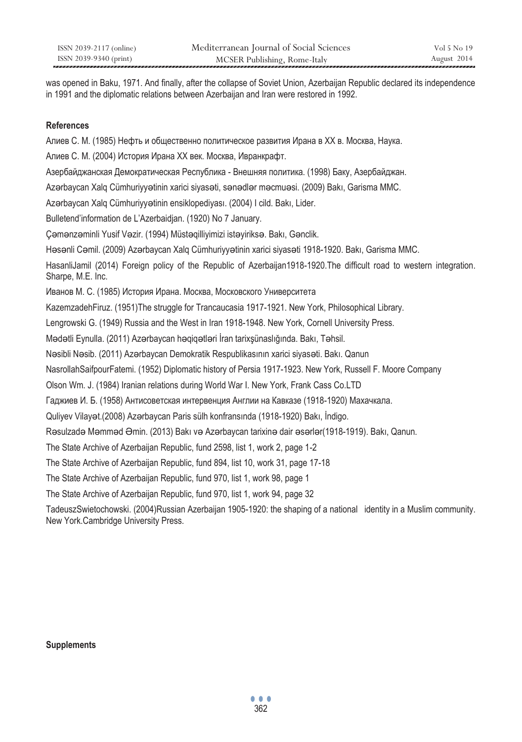was opened in Baku, 1971. And finally, after the collapse of Soviet Union, Azerbaijan Republic declared its independence in 1991 and the diplomatic relations between Azerbaijan and Iran were restored in 1992.

### References

Алиев С. М. (1985) Нефть и общественно политическое развития Ирана в ХХ в. Москва, Наука.

Алиев С. М. (2004) История Ирана ХХ век. Москва, Иранкрафт.

Азербайджанская Демократическая Республика - Внешняя политика. (1998) Баку, Азербайджан.

Azərbaycan Xalq Cümhuriyyətinin xarici siyasəti, sənədlər məcmuəsi. (2009) Bakı, Garisma MMC.

Azərbaycan Xalq Cümhuriyyətinin ensiklopediyası. (2004) I cild. Bakı, Lider.

Bulletend'information de L'Azerbaidjan. (1920) No 7 January.

Çəmənzəminli Yusif Vəzir. (1994) Müstəqilliyimizi istəyiriksə. Bakı, Gənclik.

Həsənli Cəmil. (2009) Azərbaycan Xalq Cümhuriyyətinin xarici siyasəti 1918-1920. Bakı, Garisma MMC.

HasanliJamil (2014) Foreign policy of the Republic of Azerbaijan1918-1920.The difficult road to western integration. Sharpe, M.E. Inc.

Иванов М. С. (1985) История Ирана. Москва, Московского Университета

KazemzadehFiruz. (1951)The struggle for Trancaucasia 1917-1921. New York, Philosophical Library.

Lengrowski G. (1949) Russia and the West in Iran 1918-1948. New York, Cornell University Press.

Mədətli Eynulla. (2011) Azərbaycan həqiqətləri İran tarixşünaslığında. Bakı, Təhsil.

Nəsibli Nəsib. (2011) Azərbaycan Demokratik Respublikasının xarici siyasəti. Bakı. Qanun

NasrollahSaifpourFatemi. (1952) Diplomatic history of Persia 1917-1923. New York, Russell F. Moore Company

Olson Wm. J. (1984) Iranian relations during World War I. New York, Frank Cass Co.LTD

Гаджиев И. Б. (1958) Антисоветская интервенция Англии на Кавказе (1918-1920) Махачкала.

Quliyev Vilayət.(2008) Azərbaycan Paris sülh konfransında (1918-1920) Bakı, İndigo.

Rəsulzadə Məmməd Əmin. (2013) Bakı və Azərbaycan tarixinə dair əsərlər(1918-1919). Bakı, Qanun.

The State Archive of Azerbaijan Republic, fund 2598, list 1, work 2, page 1-2

The State Archive of Azerbaijan Republic, fund 894, list 10, work 31, page 17-18

The State Archive of Azerbaijan Republic, fund 970, list 1, work 98, page 1

The State Archive of Azerbaijan Republic, fund 970, list 1, work 94, page 32

TadeuszSwietochowski. (2004)Russian Azerbaijan 1905-1920: the shaping of a national identity in a Muslim community. New York.Cambridge University Press.

### Supplements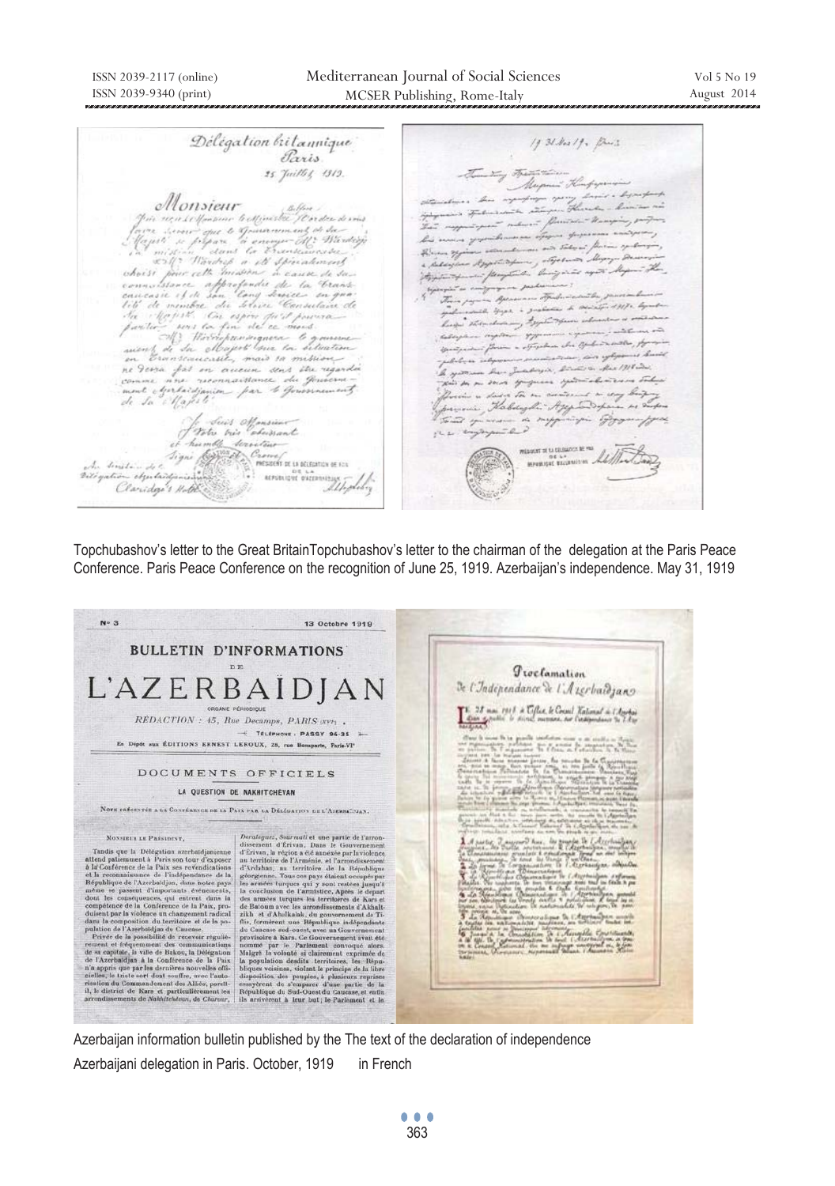Topchubashov's letter to the Great BritainTopchubashov's letter to the chairman of the delegation at the Paris Peace Conference. Paris Peace Conference on the recognition of June 25, 1919. Azerbaijan's independence. May 31, 1919

Azerbaijan information bulletin published by the The text of the declaration of independence
Azerbaijani delegation in Paris. October, 1919 in French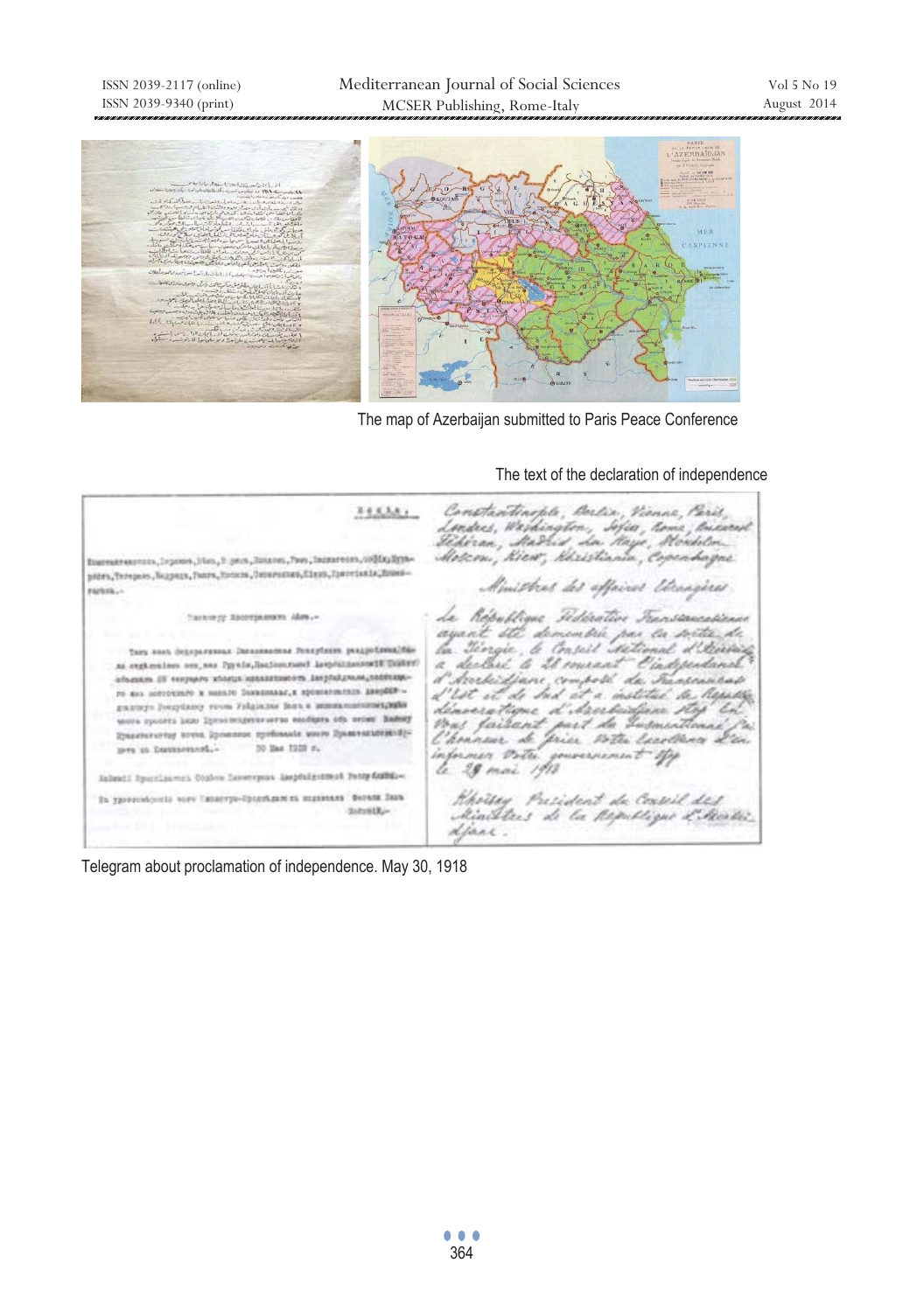The map of Azerbaijan submitted to Paris Peace Conference

The text of the declaration of independence

Telegram about proclamation of independence. May 30, 1918